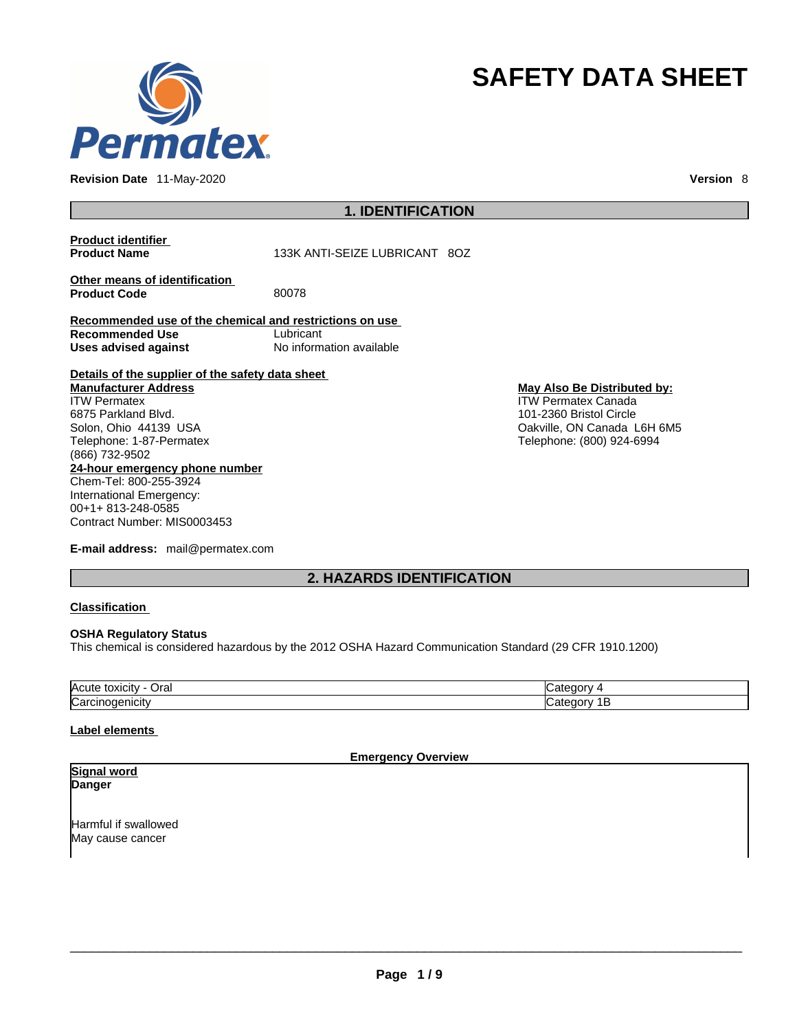# SAFETY DATA SHEET

**Revision Date** 11-May-2020 **Version** 8

## 1. IDENTIFICATION

**Product identifier**

**Product Name** 133K ANTI-SEIZE LUBRICANT 8OZ

**Other means of identification**

**Product Code** 80078

**Recommended use of the chemical and restrictions on use**

**Recommended Use** Lubricant

**Uses advised against** No information available

**Details of the supplier of the safety data sheet**

**Manufacturer Address**
ITW Permatex
6875 Parkland Blvd.
Solon, Ohio 44139 USA
Telephone: 1-87-Permatex
(866) 732-9502

**May Also Be Distributed by:**
ITW Permatex Canada
101-2360 Bristol Circle
Oakville, ON Canada L6H 6M5
Telephone: (800) 924-6994

**24-hour emergency phone number**
Chem-Tel: 800-255-3924
International Emergency:
00+1+ 813-248-0585
Contract Number: MIS0003453

**E-mail address:** mail@permatex.com

## 2. HAZARDS IDENTIFICATION

**Classification**

**OSHA Regulatory Status**
This chemical is considered hazardous by the 2012 OSHA Hazard Communication Standard (29 CFR 1910.1200)

| | |
|---|---|
| Acute toxicity - Oral | Category 4 |
| Carcinogenicity | Category 1B |

**Label elements**

**Emergency Overview**

**Signal word**
**Danger**

Harmful if swallowed
May cause cancer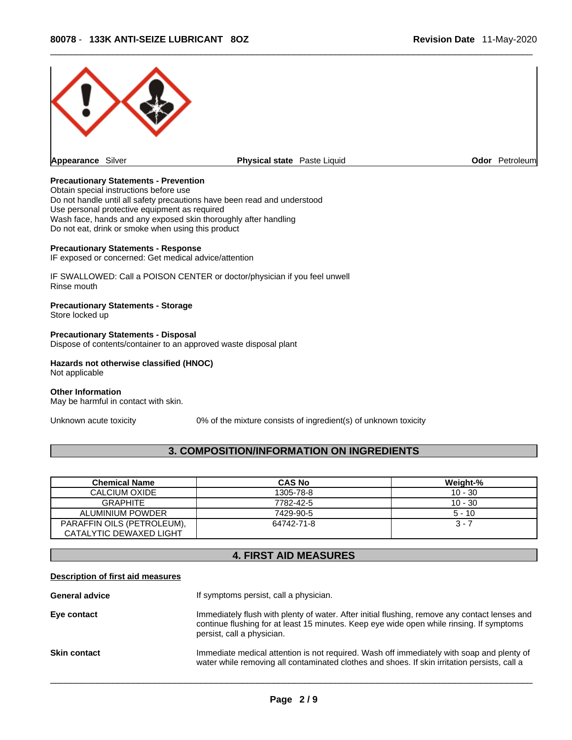| Appearance Silver | Physical state Paste Liquid | Odor Petroleum |
|---|---|---|

**Precautionary Statements - Prevention**
Obtain special instructions before use
Do not handle until all safety precautions have been read and understood
Use personal protective equipment as required
Wash face, hands and any exposed skin thoroughly after handling
Do not eat, drink or smoke when using this product

**Precautionary Statements - Response**
IF exposed or concerned: Get medical advice/attention

IF SWALLOWED: Call a POISON CENTER or doctor/physician if you feel unwell
Rinse mouth

**Precautionary Statements - Storage**
Store locked up

**Precautionary Statements - Disposal**
Dispose of contents/container to an approved waste disposal plant

**Hazards not otherwise classified (HNOC)**
Not applicable

**Other Information**
May be harmful in contact with skin.

Unknown acute toxicity 0% of the mixture consists of ingredient(s) of unknown toxicity

## 3. COMPOSITION/INFORMATION ON INGREDIENTS

| Chemical Name | CAS No | Weight-% |
|---|---|---|
| CALCIUM OXIDE | 1305-78-8 | 10 - 30 |
| GRAPHITE | 7782-42-5 | 10 - 30 |
| ALUMINIUM POWDER | 7429-90-5 | 5 - 10 |
| PARAFFIN OILS (PETROLEUM), CATALYTIC DEWAXED LIGHT | 64742-71-8 | 3 - 7 |

## 4. FIRST AID MEASURES

**Description of first aid measures**

**General advice** If symptoms persist, call a physician.

**Eye contact** Immediately flush with plenty of water. After initial flushing, remove any contact lenses and continue flushing for at least 15 minutes. Keep eye wide open while rinsing. If symptoms persist, call a physician.

**Skin contact** Immediate medical attention is not required. Wash off immediately with soap and plenty of water while removing all contaminated clothes and shoes. If skin irritation persists, call a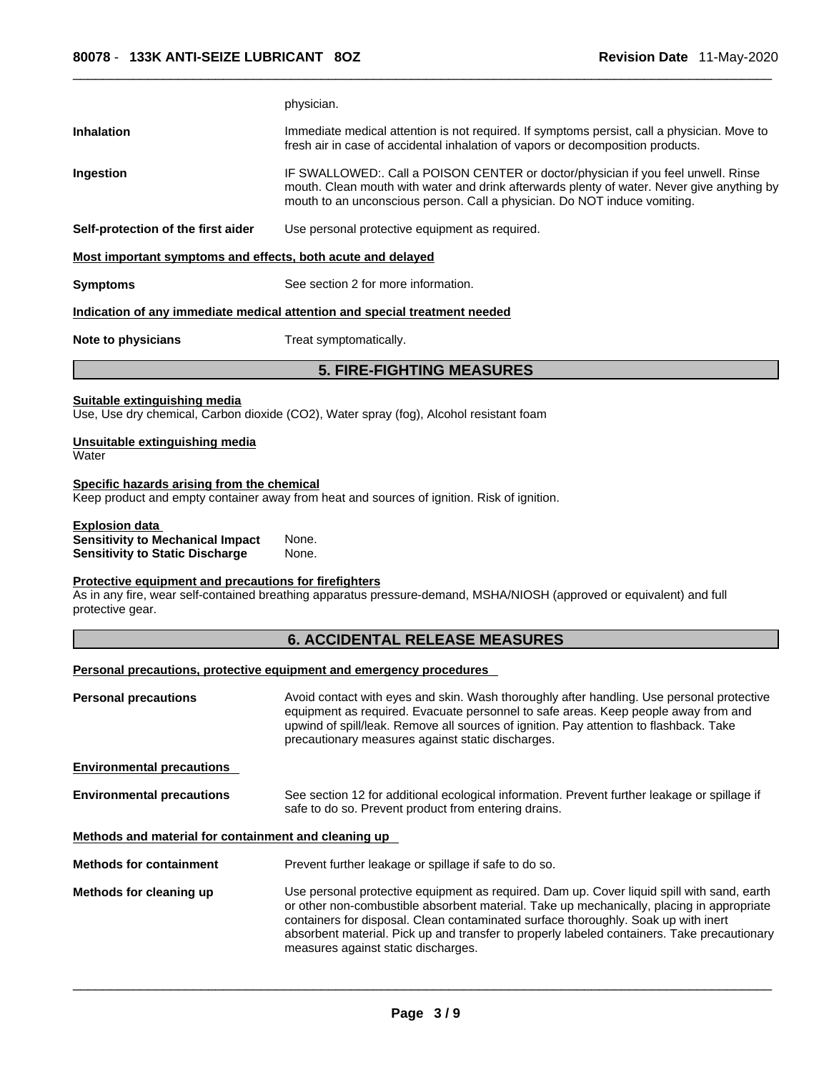physician.

**Inhalation** Immediate medical attention is not required. If symptoms persist, call a physician. Move to fresh air in case of accidental inhalation of vapors or decomposition products.

**Ingestion** IF SWALLOWED:. Call a POISON CENTER or doctor/physician if you feel unwell. Rinse mouth. Clean mouth with water and drink afterwards plenty of water. Never give anything by mouth to an unconscious person. Call a physician. Do NOT induce vomiting.

**Self-protection of the first aider** Use personal protective equipment as required.

**Most important symptoms and effects, both acute and delayed**

**Symptoms** See section 2 for more information.

**Indication of any immediate medical attention and special treatment needed**

**Note to physicians** Treat symptomatically.

## 5. FIRE-FIGHTING MEASURES

**Suitable extinguishing media**
Use, Use dry chemical, Carbon dioxide ($CO_2$), Water spray (fog), Alcohol resistant foam

**Unsuitable extinguishing media**
Water

**Specific hazards arising from the chemical**
Keep product and empty container away from heat and sources of ignition. Risk of ignition.

**Explosion data**
**Sensitivity to Mechanical Impact** None.
**Sensitivity to Static Discharge** None.

**Protective equipment and precautions for firefighters**
As in any fire, wear self-contained breathing apparatus pressure-demand, MSHA/NIOSH (approved or equivalent) and full protective gear.

## 6. ACCIDENTAL RELEASE MEASURES

**Personal precautions, protective equipment and emergency procedures**

**Personal precautions** Avoid contact with eyes and skin. Wash thoroughly after handling. Use personal protective equipment as required. Evacuate personnel to safe areas. Keep people away from and upwind of spill/leak. Remove all sources of ignition. Pay attention to flashback. Take precautionary measures against static discharges.

**Environmental precautions**

**Environmental precautions** See section 12 for additional ecological information. Prevent further leakage or spillage if safe to do so. Prevent product from entering drains.

**Methods and material for containment and cleaning up**

**Methods for containment** Prevent further leakage or spillage if safe to do so.

**Methods for cleaning up** Use personal protective equipment as required. Dam up. Cover liquid spill with sand, earth or other non-combustible absorbent material. Take up mechanically, placing in appropriate containers for disposal. Clean contaminated surface thoroughly. Soak up with inert absorbent material. Pick up and transfer to properly labeled containers. Take precautionary measures against static discharges.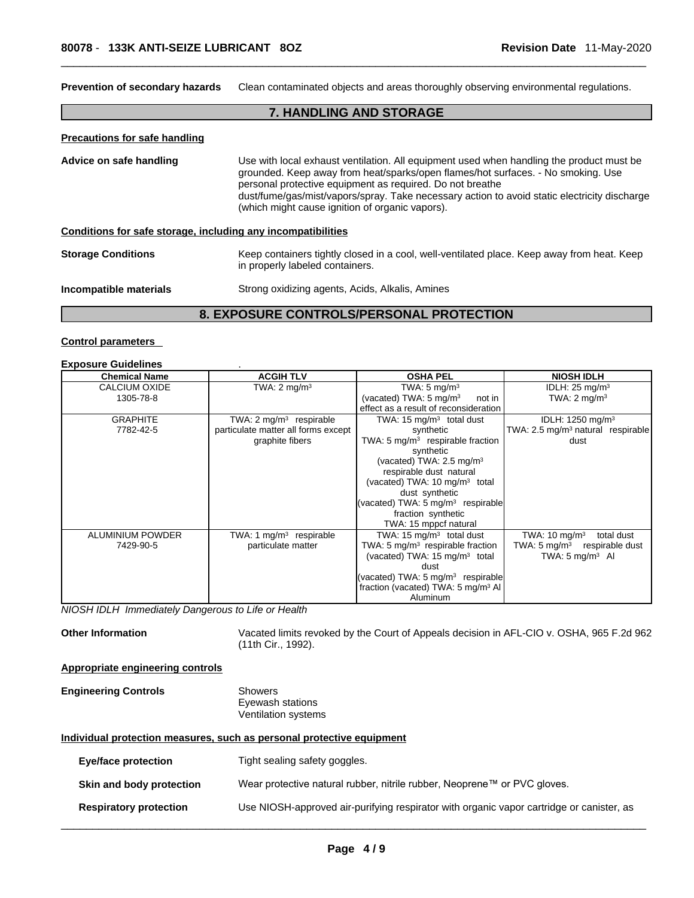**Prevention of secondary hazards** Clean contaminated objects and areas thoroughly observing environmental regulations.

## 7. HANDLING AND STORAGE

**Precautions for safe handling**

**Advice on safe handling** Use with local exhaust ventilation. All equipment used when handling the product must be grounded. Keep away from heat/sparks/open flames/hot surfaces. - No smoking. Use personal protective equipment as required. Do not breathe dust/fume/gas/mist/vapors/spray. Take necessary action to avoid static electricity discharge (which might cause ignition of organic vapors).

**Conditions for safe storage, including any incompatibilities**

**Storage Conditions** Keep containers tightly closed in a cool, well-ventilated place. Keep away from heat. Keep in properly labeled containers.

**Incompatible materials** Strong oxidizing agents, Acids, Alkalis, Amines

## 8. EXPOSURE CONTROLS/PERSONAL PROTECTION

**Control parameters**

**Exposure Guidelines** .

| Chemical Name | ACGIH TLV | OSHA PEL | NIOSH IDLH |
|---|---|---|---|
| CALCIUM OXIDE<br>1305-78-8 | TWA: 2 mg/m³ | TWA: 5 mg/m³<br>(vacated) TWA: 5 mg/m³ not in effect as a result of reconsideration | IDLH: 25 mg/m³<br>TWA: 2 mg/m³ |
| GRAPHITE<br>7782-42-5 | TWA: 2 mg/m³ respirable particulate matter all forms except graphite fibers | TWA: 15 mg/m³ total dust synthetic<br>TWA: 5 mg/m³ respirable fraction synthetic<br>(vacated) TWA: 2.5 mg/m³ respirable dust natural<br>(vacated) TWA: 10 mg/m³ total dust synthetic<br>(vacated) TWA: 5 mg/m³ respirable fraction synthetic<br>TWA: 15 mppcf natural | IDLH: 1250 mg/m³<br>TWA: 2.5 mg/m³ natural respirable dust |
| ALUMINIUM POWDER<br>7429-90-5 | TWA: 1 mg/m³ respirable particulate matter | TWA: 15 mg/m³ total dust<br>TWA: 5 mg/m³ respirable fraction<br>(vacated) TWA: 15 mg/m³ total dust<br>(vacated) TWA: 5 mg/m³ respirable fraction (vacated) TWA: 5 mg/m³ Al Aluminum | TWA: 10 mg/m³ total dust<br>TWA: 5 mg/m³ respirable dust<br>TWA: 5 mg/m³ Al |

*NIOSH IDLH Immediately Dangerous to Life or Health*

**Other Information** Vacated limits revoked by the Court of Appeals decision in AFL-CIO v. OSHA, 965 F.2d 962 (11th Cir., 1992).

**Appropriate engineering controls**

**Engineering Controls** Showers
Eyewash stations
Ventilation systems

**Individual protection measures, such as personal protective equipment**

**Eye/face protection** Tight sealing safety goggles.

**Skin and body protection** Wear protective natural rubber, nitrile rubber, Neoprene™ or PVC gloves.

**Respiratory protection** Use NIOSH-approved air-purifying respirator with organic vapor cartridge or canister, as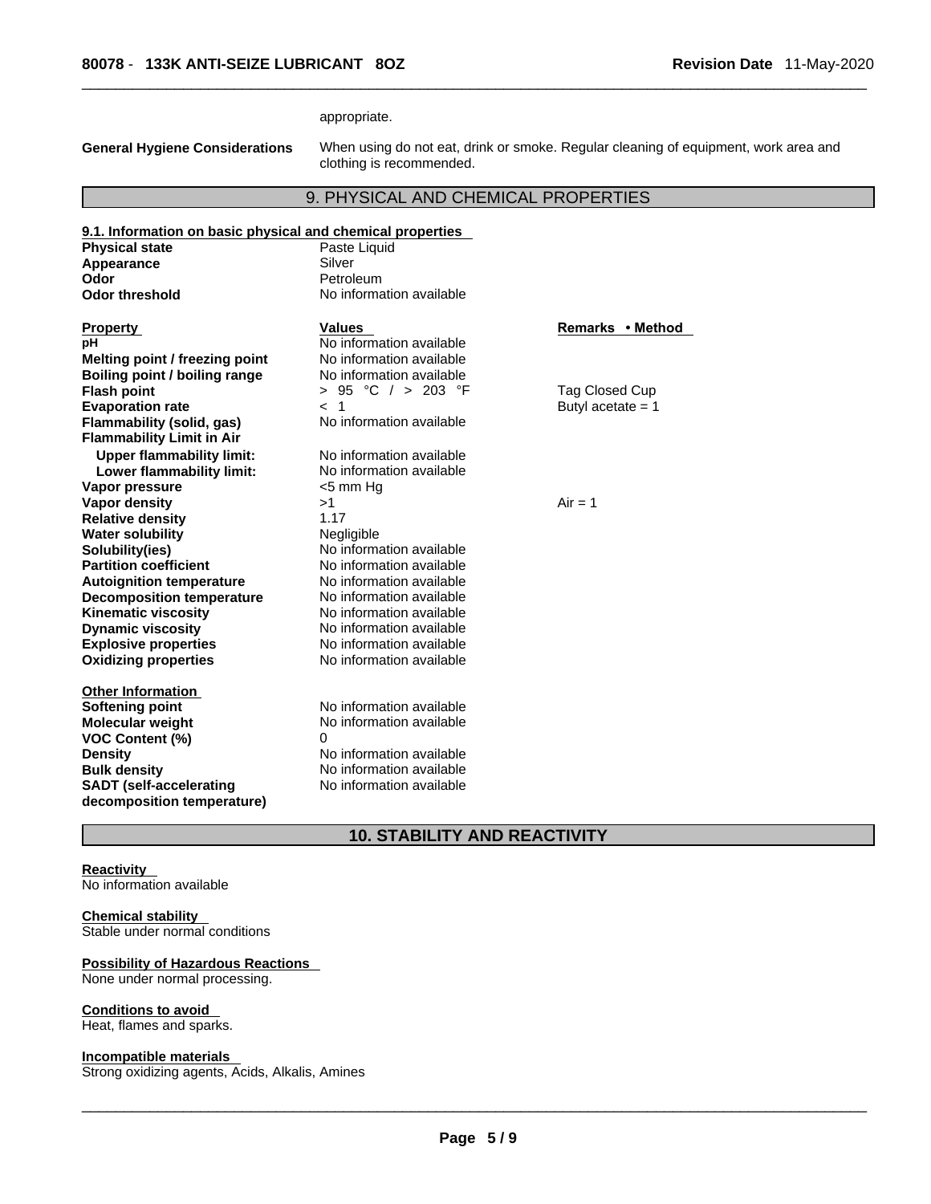appropriate.

**General Hygiene Considerations** When using do not eat, drink or smoke. Regular cleaning of equipment, work area and clothing is recommended.

## 9. PHYSICAL AND CHEMICAL PROPERTIES

### 9.1. Information on basic physical and chemical properties

| | |
|---|---|
| **Physical state** | Paste Liquid |
| **Appearance** | Silver |
| **Odor** | Petroleum |
| **Odor threshold** | No information available |

| Property | Values | Remarks • Method |
|---|---|---|
| **pH** | No information available | |
| **Melting point / freezing point** | No information available | |
| **Boiling point / boiling range** | No information available | |
| **Flash point** | > 95 °C / > 203 °F | Tag Closed Cup |
| **Evaporation rate** | < 1 | Butyl acetate = 1 |
| **Flammability (solid, gas)** | No information available | |
| **Flammability Limit in Air** | | |
| **Upper flammability limit:** | No information available | |
| **Lower flammability limit:** | No information available | |
| **Vapor pressure** | <5 mm Hg | |
| **Vapor density** | >1 | Air = 1 |
| **Relative density** | 1.17 | |
| **Water solubility** | Negligible | |
| **Solubility(ies)** | No information available | |
| **Partition coefficient** | No information available | |
| **Autoignition temperature** | No information available | |
| **Decomposition temperature** | No information available | |
| **Kinematic viscosity** | No information available | |
| **Dynamic viscosity** | No information available | |
| **Explosive properties** | No information available | |
| **Oxidizing properties** | No information available | |

**Other Information**

| | |
|---|---|
| **Softening point** | No information available |
| **Molecular weight** | No information available |
| **VOC Content (%)** | 0 |
| **Density** | No information available |
| **Bulk density** | No information available |
| **SADT (self-accelerating decomposition temperature)** | No information available |

## 10. STABILITY AND REACTIVITY

**Reactivity**
No information available

**Chemical stability**
Stable under normal conditions

**Possibility of Hazardous Reactions**
None under normal processing.

**Conditions to avoid**
Heat, flames and sparks.

**Incompatible materials**
Strong oxidizing agents, Acids, Alkalis, Amines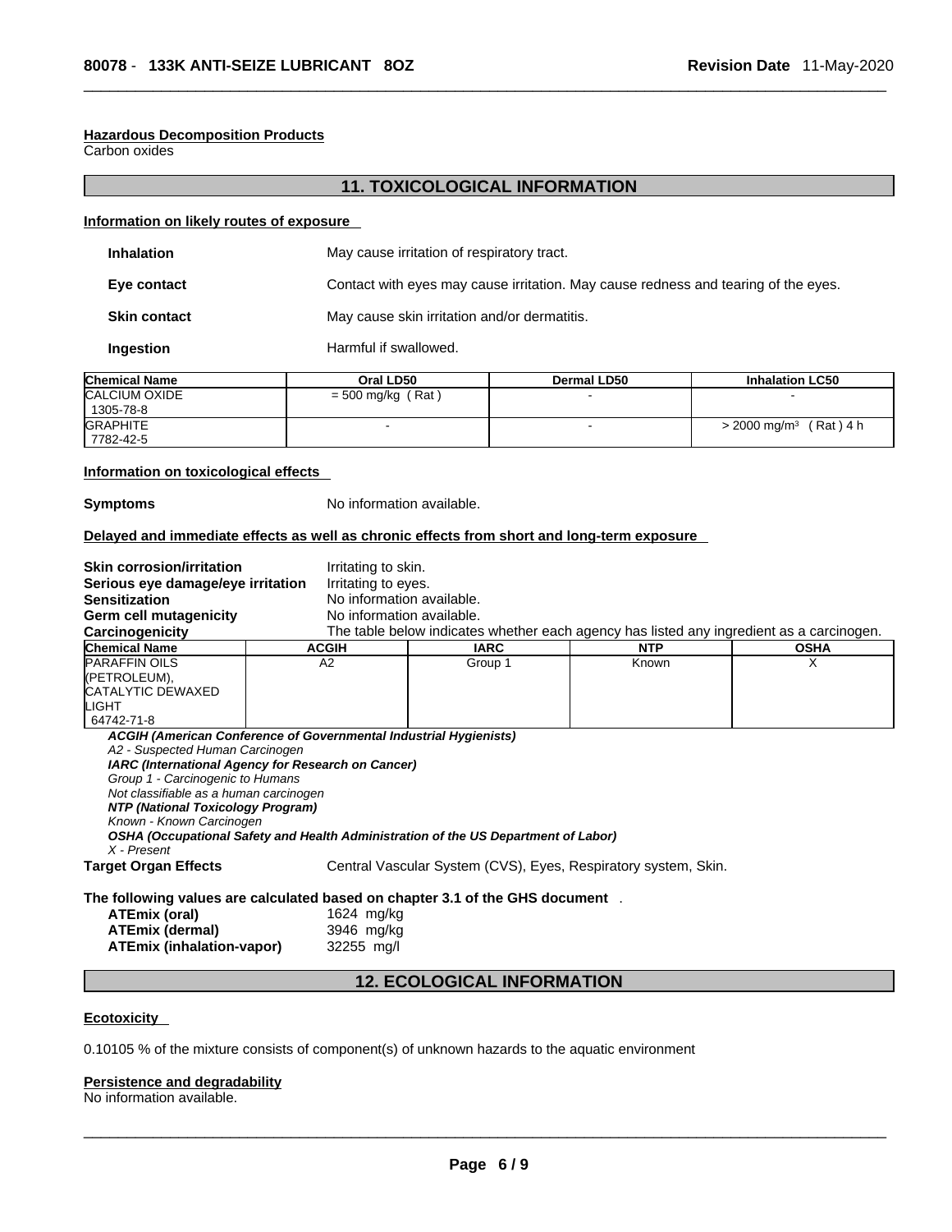#### Hazardous Decomposition Products

Carbon oxides

## 11. TOXICOLOGICAL INFORMATION

### Information on likely routes of exposure

**Inhalation** May cause irritation of respiratory tract.

**Eye contact** Contact with eyes may cause irritation. May cause redness and tearing of the eyes.

**Skin contact** May cause skin irritation and/or dermatitis.

**Ingestion** Harmful if swallowed.

| Chemical Name | Oral LD50 | Dermal LD50 | Inhalation LC50 |
|---|---|---|---|
| CALCIUM OXIDE 1305-78-8 | = 500 mg/kg ( Rat ) | - | - |
| GRAPHITE 7782-42-5 | - | - | > 2000 mg/m³ ( Rat ) 4 h |

### Information on toxicological effects

**Symptoms** No information available.

### Delayed and immediate effects as well as chronic effects from short and long-term exposure

**Skin corrosion/irritation** Irritating to skin.
**Serious eye damage/eye irritation** Irritating to eyes.
**Sensitization** No information available.
**Germ cell mutagenicity** No information available.
**Carcinogenicity** The table below indicates whether each agency has listed any ingredient as a carcinogen.

| Chemical Name | ACGIH | IARC | NTP | OSHA |
|---|---|---|---|---|
| PARAFFIN OILS (PETROLEUM), CATALYTIC DEWAXED LIGHT 64742-71-8 | A2 | Group 1 | Known | X |

***ACGIH (American Conference of Governmental Industrial Hygienists)***
*A2 - Suspected Human Carcinogen*
***IARC (International Agency for Research on Cancer)***
*Group 1 - Carcinogenic to Humans*
*Not classifiable as a human carcinogen*
***NTP (National Toxicology Program)***
*Known - Known Carcinogen*
***OSHA (Occupational Safety and Health Administration of the US Department of Labor)***
*X - Present*

**Target Organ Effects** Central Vascular System (CVS), Eyes, Respiratory system, Skin.

**The following values are calculated based on chapter 3.1 of the GHS document** .

**ATEmix (oral)** 1624 mg/kg
**ATEmix (dermal)** 3946 mg/kg
**ATEmix (inhalation-vapor)** 32255 mg/l

## 12. ECOLOGICAL INFORMATION

### Ecotoxicity

0.10105 % of the mixture consists of component(s) of unknown hazards to the aquatic environment

### Persistence and degradability

No information available.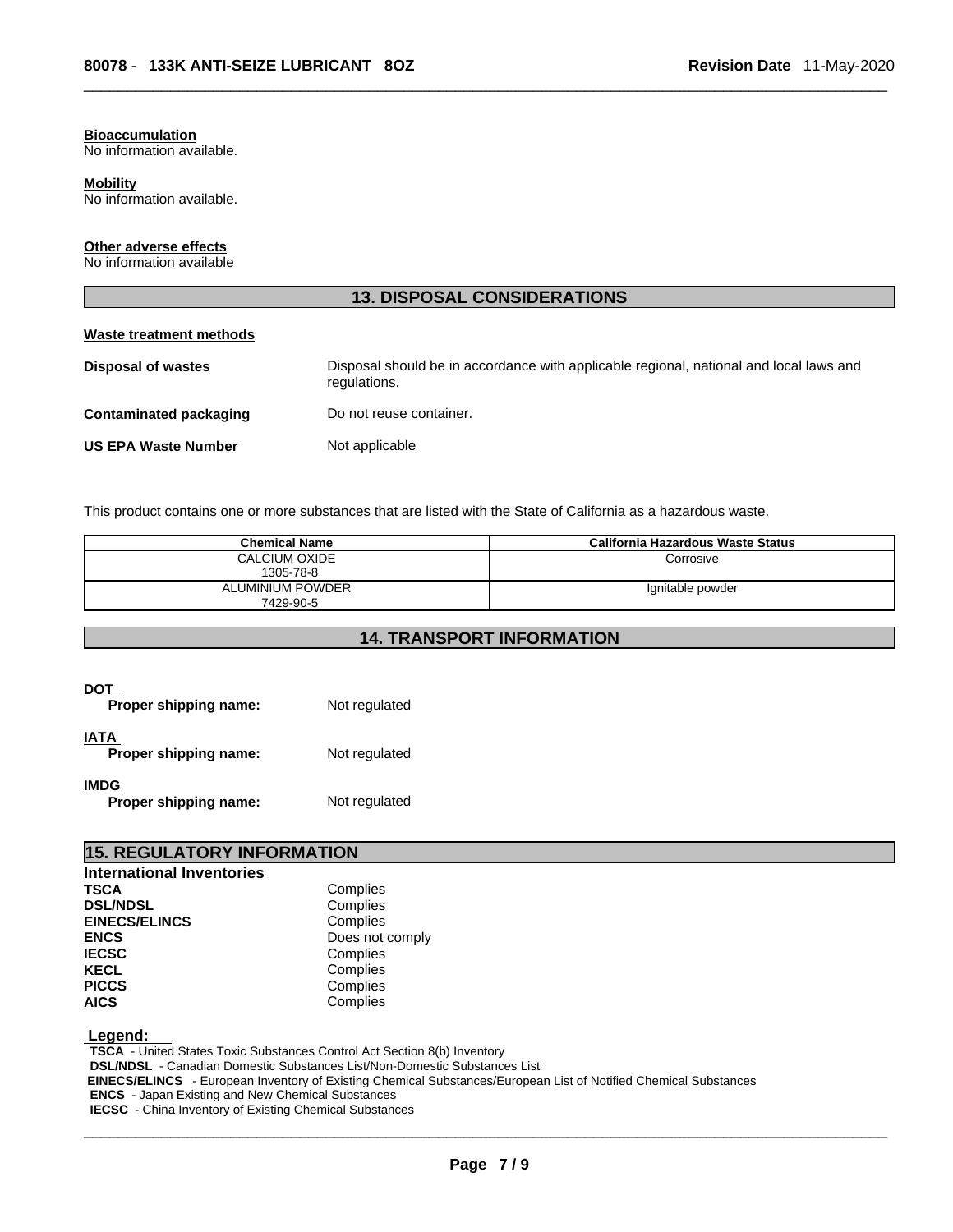**Bioaccumulation**
No information available.

**Mobility**
No information available.

**Other adverse effects**
No information available

## 13. DISPOSAL CONSIDERATIONS

**Waste treatment methods**

**Disposal of wastes** Disposal should be in accordance with applicable regional, national and local laws and regulations.

**Contaminated packaging** Do not reuse container.

**US EPA Waste Number** Not applicable

This product contains one or more substances that are listed with the State of California as a hazardous waste.

| Chemical Name | California Hazardous Waste Status |
|---|---|
| CALCIUM OXIDE 1305-78-8 | Corrosive |
| ALUMINIUM POWDER 7429-90-5 | Ignitable powder |

## 14. TRANSPORT INFORMATION

**DOT**
**Proper shipping name:** Not regulated

**IATA**
**Proper shipping name:** Not regulated

**IMDG**
**Proper shipping name:** Not regulated

## 15. REGULATORY INFORMATION

**International Inventories**

| | |
|---|---|
| **TSCA** | Complies |
| **DSL/NDSL** | Complies |
| **EINECS/ELINCS** | Complies |
| **ENCS** | Does not comply |
| **IECSC** | Complies |
| **KECL** | Complies |
| **PICCS** | Complies |
| **AICS** | Complies |

**Legend:**
**TSCA** - United States Toxic Substances Control Act Section 8(b) Inventory
**DSL/NDSL** - Canadian Domestic Substances List/Non-Domestic Substances List
**EINECS/ELINCS** - European Inventory of Existing Chemical Substances/European List of Notified Chemical Substances
**ENCS** - Japan Existing and New Chemical Substances
**IECSC** - China Inventory of Existing Chemical Substances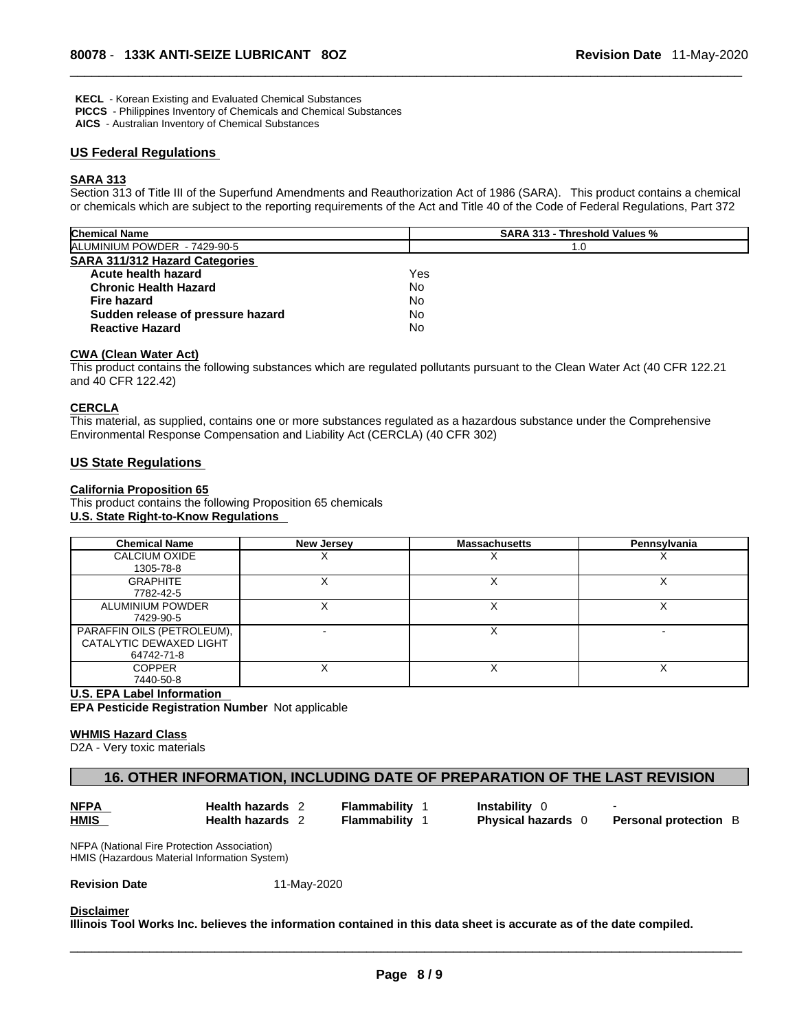**KECL** - Korean Existing and Evaluated Chemical Substances
**PICCS** - Philippines Inventory of Chemicals and Chemical Substances
**AICS** - Australian Inventory of Chemical Substances

## US Federal Regulations

### SARA 313

Section 313 of Title III of the Superfund Amendments and Reauthorization Act of 1986 (SARA). This product contains a chemical or chemicals which are subject to the reporting requirements of the Act and Title 40 of the Code of Federal Regulations, Part 372

| Chemical Name | SARA 313 - Threshold Values % |
| --- | --- |
| ALUMINIUM POWDER - 7429-90-5 | 1.0 |

**SARA 311/312 Hazard Categories**

| | |
| --- | --- |
| **Acute health hazard** | Yes |
| **Chronic Health Hazard** | No |
| **Fire hazard** | No |
| **Sudden release of pressure hazard** | No |
| **Reactive Hazard** | No |

### CWA (Clean Water Act)

This product contains the following substances which are regulated pollutants pursuant to the Clean Water Act (40 CFR 122.21 and 40 CFR 122.42)

### CERCLA

This material, as supplied, contains one or more substances regulated as a hazardous substance under the Comprehensive Environmental Response Compensation and Liability Act (CERCLA) (40 CFR 302)

## US State Regulations

### California Proposition 65

This product contains the following Proposition 65 chemicals

**U.S. State Right-to-Know Regulations**

| Chemical Name | New Jersey | Massachusetts | Pennsylvania |
| --- | --- | --- | --- |
| CALCIUM OXIDE 1305-78-8 | X | X | X |
| GRAPHITE 7782-42-5 | X | X | X |
| ALUMINIUM POWDER 7429-90-5 | X | X | X |
| PARAFFIN OILS (PETROLEUM), CATALYTIC DEWAXED LIGHT 64742-71-8 | - | X | - |
| COPPER 7440-50-8 | X | X | X |

**U.S. EPA Label Information**

**EPA Pesticide Registration Number** Not applicable

**WHMIS Hazard Class**

D2A - Very toxic materials

## 16. OTHER INFORMATION, INCLUDING DATE OF PREPARATION OF THE LAST REVISION

| | | | | |
| --- | --- | --- | --- | --- |
| **NFPA** | **Health hazards** 2 | **Flammability** 1 | **Instability** 0 | - |
| **HMIS** | **Health hazards** 2 | **Flammability** 1 | **Physical hazards** 0 | **Personal protection** B |

NFPA (National Fire Protection Association)
HMIS (Hazardous Material Information System)

**Revision Date** 11-May-2020

**Disclaimer**

**Illinois Tool Works Inc. believes the information contained in this data sheet is accurate as of the date compiled.**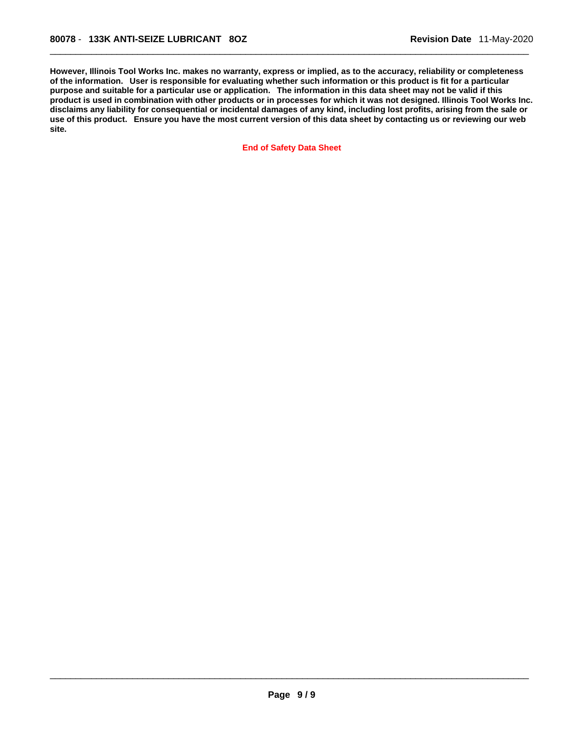**However, Illinois Tool Works Inc. makes no warranty, express or implied, as to the accuracy, reliability or completeness of the information. User is responsible for evaluating whether such information or this product is fit for a particular purpose and suitable for a particular use or application. The information in this data sheet may not be valid if this product is used in combination with other products or in processes for which it was not designed. Illinois Tool Works Inc. disclaims any liability for consequential or incidental damages of any kind, including lost profits, arising from the sale or use of this product. Ensure you have the most current version of this data sheet by contacting us or reviewing our web site.**

**End of Safety Data Sheet**